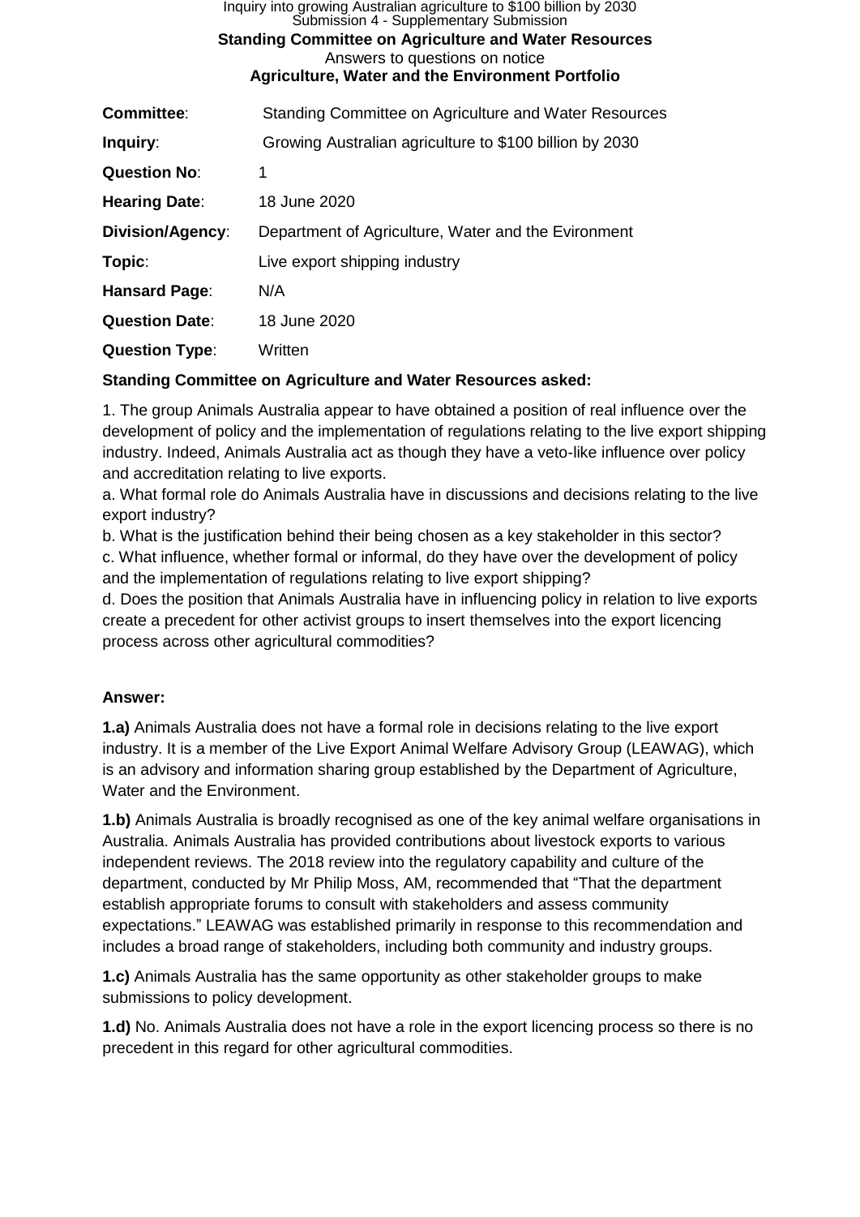Inquiry into growing Australian agriculture to $100 billion by 2030
Submission 4 - Supplementary Submission

**Standing Committee on Agriculture and Water Resources**

Answers to questions on notice

**Agriculture, Water and the Environment Portfolio**

| | |
|---|---|
| **Committee**: | Standing Committee on Agriculture and Water Resources |
| **Inquiry**: | Growing Australian agriculture to $100 billion by 2030 |
| **Question No**: | 1 |
| **Hearing Date**: | 18 June 2020 |
| **Division/Agency**: | Department of Agriculture, Water and the Evironment |
| **Topic**: | Live export shipping industry |
| **Hansard Page**: | N/A |
| **Question Date**: | 18 June 2020 |
| **Question Type**: | Written |

**Standing Committee on Agriculture and Water Resources asked:**

1. The group Animals Australia appear to have obtained a position of real influence over the development of policy and the implementation of regulations relating to the live export shipping industry. Indeed, Animals Australia act as though they have a veto-like influence over policy and accreditation relating to live exports.

a. What formal role do Animals Australia have in discussions and decisions relating to the live export industry?

b. What is the justification behind their being chosen as a key stakeholder in this sector?

c. What influence, whether formal or informal, do they have over the development of policy and the implementation of regulations relating to live export shipping?

d. Does the position that Animals Australia have in influencing policy in relation to live exports create a precedent for other activist groups to insert themselves into the export licencing process across other agricultural commodities?

**Answer:**

**1.a)** Animals Australia does not have a formal role in decisions relating to the live export industry. It is a member of the Live Export Animal Welfare Advisory Group (LEAWAG), which is an advisory and information sharing group established by the Department of Agriculture, Water and the Environment.

**1.b)** Animals Australia is broadly recognised as one of the key animal welfare organisations in Australia. Animals Australia has provided contributions about livestock exports to various independent reviews. The 2018 review into the regulatory capability and culture of the department, conducted by Mr Philip Moss, AM, recommended that "That the department establish appropriate forums to consult with stakeholders and assess community expectations." LEAWAG was established primarily in response to this recommendation and includes a broad range of stakeholders, including both community and industry groups.

**1.c)** Animals Australia has the same opportunity as other stakeholder groups to make submissions to policy development.

**1.d)** No. Animals Australia does not have a role in the export licencing process so there is no precedent in this regard for other agricultural commodities.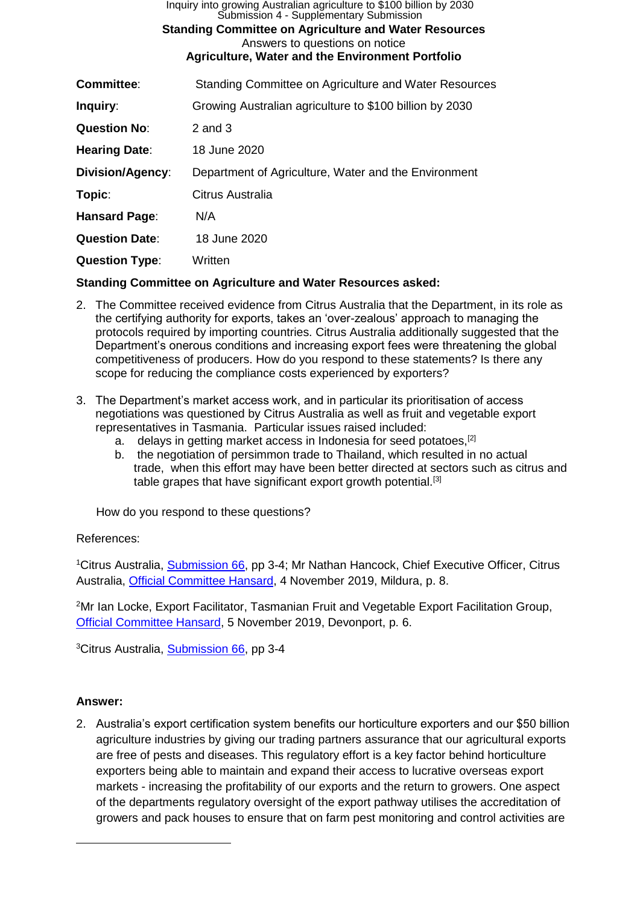Inquiry into growing Australian agriculture to $100 billion by 2030
Submission 4 - Supplementary Submission

**Standing Committee on Agriculture and Water Resources**
Answers to questions on notice
**Agriculture, Water and the Environment Portfolio**

| | |
|---|---|
| **Committee**: | Standing Committee on Agriculture and Water Resources |
| **Inquiry**: | Growing Australian agriculture to $100 billion by 2030 |
| **Question No**: | 2 and 3 |
| **Hearing Date**: | 18 June 2020 |
| **Division/Agency**: | Department of Agriculture, Water and the Environment |
| **Topic**: | Citrus Australia |
| **Hansard Page**: | N/A |
| **Question Date**: | 18 June 2020 |
| **Question Type**: | Written |

**Standing Committee on Agriculture and Water Resources asked:**

2. The Committee received evidence from Citrus Australia that the Department, in its role as the certifying authority for exports, takes an 'over-zealous' approach to managing the protocols required by importing countries. Citrus Australia additionally suggested that the Department's onerous conditions and increasing export fees were threatening the global competitiveness of producers. How do you respond to these statements? Is there any scope for reducing the compliance costs experienced by exporters?

3. The Department's market access work, and in particular its prioritisation of access negotiations was questioned by Citrus Australia as well as fruit and vegetable export representatives in Tasmania. Particular issues raised included:
   a. delays in getting market access in Indonesia for seed potatoes,[2]
   b. the negotiation of persimmon trade to Thailand, which resulted in no actual trade, when this effort may have been better directed at sectors such as citrus and table grapes that have significant export growth potential.[3]

   How do you respond to these questions?

References:

[1]Citrus Australia, Submission 66, pp 3-4; Mr Nathan Hancock, Chief Executive Officer, Citrus Australia, Official Committee Hansard, 4 November 2019, Mildura, p. 8.

[2]Mr Ian Locke, Export Facilitator, Tasmanian Fruit and Vegetable Export Facilitation Group, Official Committee Hansard, 5 November 2019, Devonport, p. 6.

[3]Citrus Australia, Submission 66, pp 3-4

**Answer:**

2. Australia's export certification system benefits our horticulture exporters and our $50 billion agriculture industries by giving our trading partners assurance that our agricultural exports are free of pests and diseases. This regulatory effort is a key factor behind horticulture exporters being able to maintain and expand their access to lucrative overseas export markets - increasing the profitability of our exports and the return to growers. One aspect of the departments regulatory oversight of the export pathway utilises the accreditation of growers and pack houses to ensure that on farm pest monitoring and control activities are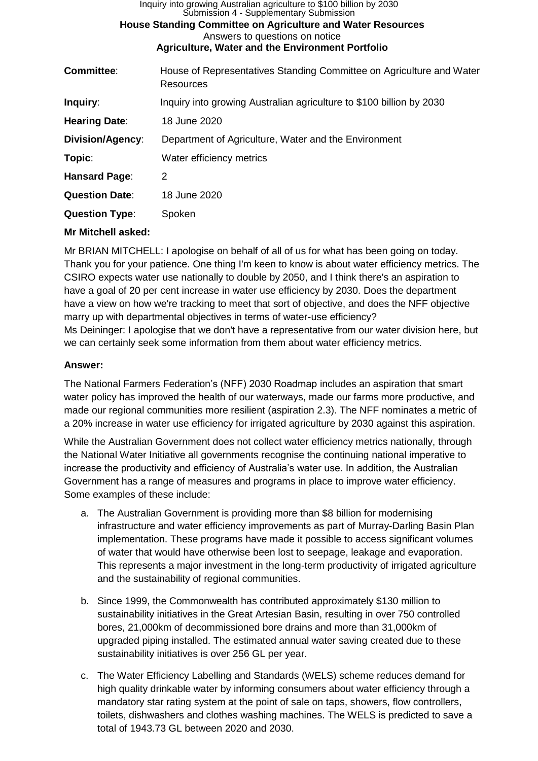Inquiry into growing Australian agriculture to $100 billion by 2030
Submission 4 - Supplementary Submission

**House Standing Committee on Agriculture and Water Resources**
Answers to questions on notice
**Agriculture, Water and the Environment Portfolio**

| | |
|---|---|
| **Committee**: | House of Representatives Standing Committee on Agriculture and Water Resources |
| **Inquiry**: | Inquiry into growing Australian agriculture to $100 billion by 2030 |
| **Hearing Date**: | 18 June 2020 |
| **Division/Agency**: | Department of Agriculture, Water and the Environment |
| **Topic**: | Water efficiency metrics |
| **Hansard Page**: | 2 |
| **Question Date**: | 18 June 2020 |
| **Question Type**: | Spoken |

**Mr Mitchell asked:**

Mr BRIAN MITCHELL: I apologise on behalf of all of us for what has been going on today. Thank you for your patience. One thing I'm keen to know is about water efficiency metrics. The CSIRO expects water use nationally to double by 2050, and I think there's an aspiration to have a goal of 20 per cent increase in water use efficiency by 2030. Does the department have a view on how we're tracking to meet that sort of objective, and does the NFF objective marry up with departmental objectives in terms of water-use efficiency?
Ms Deininger: I apologise that we don't have a representative from our water division here, but we can certainly seek some information from them about water efficiency metrics.

**Answer:**

The National Farmers Federation's (NFF) 2030 Roadmap includes an aspiration that smart water policy has improved the health of our waterways, made our farms more productive, and made our regional communities more resilient (aspiration 2.3). The NFF nominates a metric of a 20% increase in water use efficiency for irrigated agriculture by 2030 against this aspiration.

While the Australian Government does not collect water efficiency metrics nationally, through the National Water Initiative all governments recognise the continuing national imperative to increase the productivity and efficiency of Australia's water use. In addition, the Australian Government has a range of measures and programs in place to improve water efficiency. Some examples of these include:

a. The Australian Government is providing more than $8 billion for modernising infrastructure and water efficiency improvements as part of Murray-Darling Basin Plan implementation. These programs have made it possible to access significant volumes of water that would have otherwise been lost to seepage, leakage and evaporation. This represents a major investment in the long-term productivity of irrigated agriculture and the sustainability of regional communities.

b. Since 1999, the Commonwealth has contributed approximately $130 million to sustainability initiatives in the Great Artesian Basin, resulting in over 750 controlled bores, 21,000km of decommissioned bore drains and more than 31,000km of upgraded piping installed. The estimated annual water saving created due to these sustainability initiatives is over 256 GL per year.

c. The Water Efficiency Labelling and Standards (WELS) scheme reduces demand for high quality drinkable water by informing consumers about water efficiency through a mandatory star rating system at the point of sale on taps, showers, flow controllers, toilets, dishwashers and clothes washing machines. The WELS is predicted to save a total of 1943.73 GL between 2020 and 2030.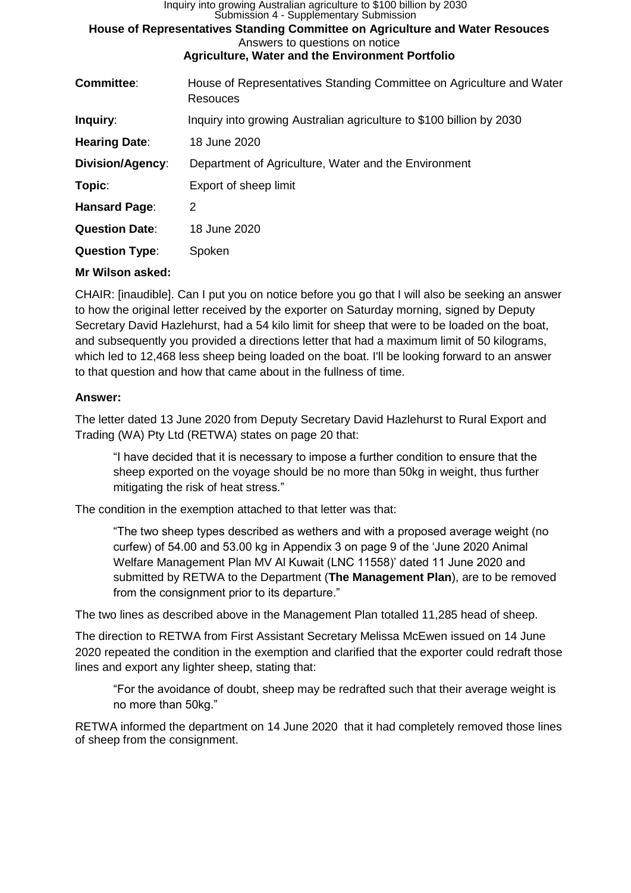**House of Representatives Standing Committee on Agriculture and Water Resouces**
Answers to questions on notice
**Agriculture, Water and the Environment Portfolio**

| | |
|---|---|
| **Committee**: | House of Representatives Standing Committee on Agriculture and Water Resouces |
| **Inquiry**: | Inquiry into growing Australian agriculture to $100 billion by 2030 |
| **Hearing Date**: | 18 June 2020 |
| **Division/Agency**: | Department of Agriculture, Water and the Environment |
| **Topic**: | Export of sheep limit |
| **Hansard Page**: | 2 |
| **Question Date**: | 18 June 2020 |
| **Question Type**: | Spoken |

**Mr Wilson asked:**

CHAIR: [inaudible]. Can I put you on notice before you go that I will also be seeking an answer to how the original letter received by the exporter on Saturday morning, signed by Deputy Secretary David Hazlehurst, had a 54 kilo limit for sheep that were to be loaded on the boat, and subsequently you provided a directions letter that had a maximum limit of 50 kilograms, which led to 12,468 less sheep being loaded on the boat. I'll be looking forward to an answer to that question and how that came about in the fullness of time.

**Answer:**

The letter dated 13 June 2020 from Deputy Secretary David Hazlehurst to Rural Export and Trading (WA) Pty Ltd (RETWA) states on page 20 that:

> "I have decided that it is necessary to impose a further condition to ensure that the sheep exported on the voyage should be no more than 50kg in weight, thus further mitigating the risk of heat stress."

The condition in the exemption attached to that letter was that:

> "The two sheep types described as wethers and with a proposed average weight (no curfew) of 54.00 and 53.00 kg in Appendix 3 on page 9 of the 'June 2020 Animal Welfare Management Plan MV Al Kuwait (LNC 11558)' dated 11 June 2020 and submitted by RETWA to the Department (**The Management Plan**), are to be removed from the consignment prior to its departure."

The two lines as described above in the Management Plan totalled 11,285 head of sheep.

The direction to RETWA from First Assistant Secretary Melissa McEwen issued on 14 June 2020 repeated the condition in the exemption and clarified that the exporter could redraft those lines and export any lighter sheep, stating that:

> "For the avoidance of doubt, sheep may be redrafted such that their average weight is no more than 50kg."

RETWA informed the department on 14 June 2020 that it had completely removed those lines of sheep from the consignment.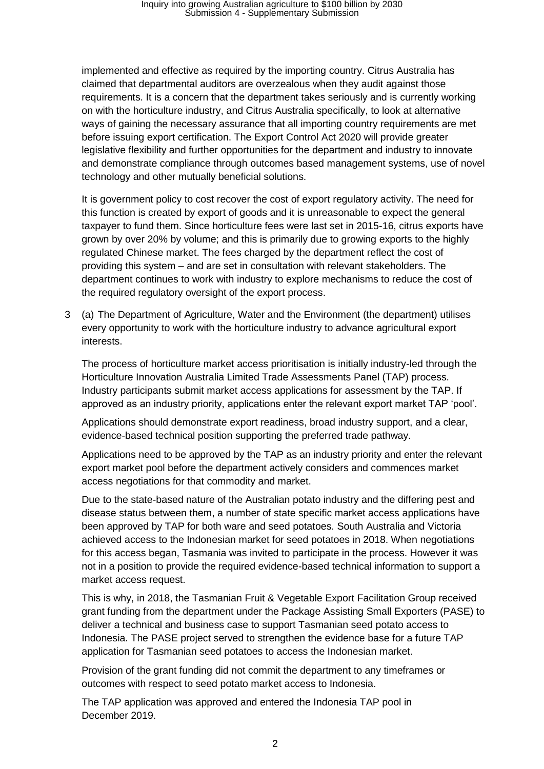implemented and effective as required by the importing country. Citrus Australia has claimed that departmental auditors are overzealous when they audit against those requirements. It is a concern that the department takes seriously and is currently working on with the horticulture industry, and Citrus Australia specifically, to look at alternative ways of gaining the necessary assurance that all importing country requirements are met before issuing export certification. The Export Control Act 2020 will provide greater legislative flexibility and further opportunities for the department and industry to innovate and demonstrate compliance through outcomes based management systems, use of novel technology and other mutually beneficial solutions.

It is government policy to cost recover the cost of export regulatory activity. The need for this function is created by export of goods and it is unreasonable to expect the general taxpayer to fund them. Since horticulture fees were last set in 2015-16, citrus exports have grown by over 20% by volume; and this is primarily due to growing exports to the highly regulated Chinese market. The fees charged by the department reflect the cost of providing this system – and are set in consultation with relevant stakeholders. The department continues to work with industry to explore mechanisms to reduce the cost of the required regulatory oversight of the export process.

3 (a) The Department of Agriculture, Water and the Environment (the department) utilises every opportunity to work with the horticulture industry to advance agricultural export interests.

The process of horticulture market access prioritisation is initially industry-led through the Horticulture Innovation Australia Limited Trade Assessments Panel (TAP) process. Industry participants submit market access applications for assessment by the TAP. If approved as an industry priority, applications enter the relevant export market TAP 'pool'.

Applications should demonstrate export readiness, broad industry support, and a clear, evidence-based technical position supporting the preferred trade pathway.

Applications need to be approved by the TAP as an industry priority and enter the relevant export market pool before the department actively considers and commences market access negotiations for that commodity and market.

Due to the state-based nature of the Australian potato industry and the differing pest and disease status between them, a number of state specific market access applications have been approved by TAP for both ware and seed potatoes. South Australia and Victoria achieved access to the Indonesian market for seed potatoes in 2018. When negotiations for this access began, Tasmania was invited to participate in the process. However it was not in a position to provide the required evidence-based technical information to support a market access request.

This is why, in 2018, the Tasmanian Fruit & Vegetable Export Facilitation Group received grant funding from the department under the Package Assisting Small Exporters (PASE) to deliver a technical and business case to support Tasmanian seed potato access to Indonesia. The PASE project served to strengthen the evidence base for a future TAP application for Tasmanian seed potatoes to access the Indonesian market.

Provision of the grant funding did not commit the department to any timeframes or outcomes with respect to seed potato market access to Indonesia.

The TAP application was approved and entered the Indonesia TAP pool in December 2019.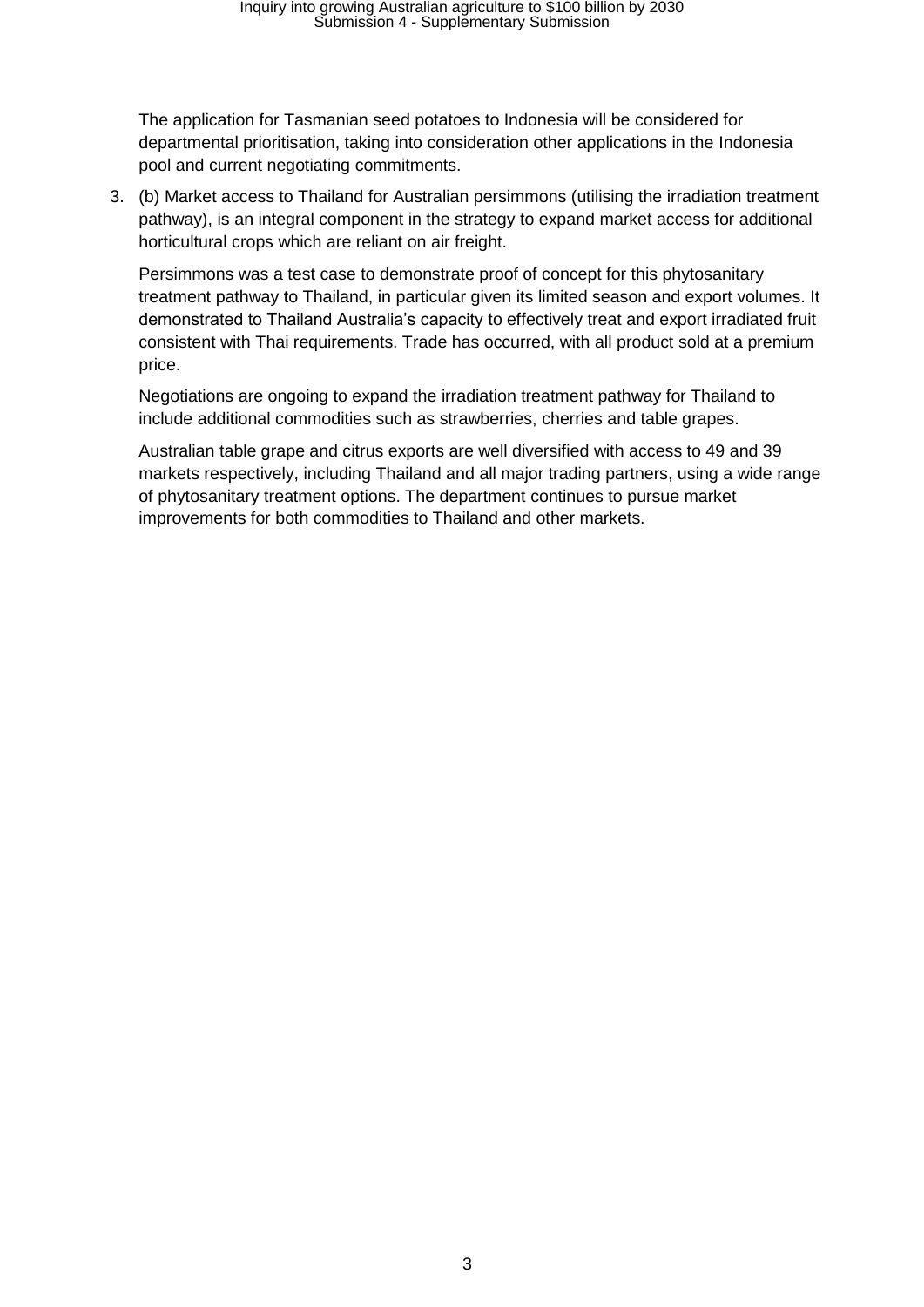The application for Tasmanian seed potatoes to Indonesia will be considered for departmental prioritisation, taking into consideration other applications in the Indonesia pool and current negotiating commitments.

3. (b) Market access to Thailand for Australian persimmons (utilising the irradiation treatment pathway), is an integral component in the strategy to expand market access for additional horticultural crops which are reliant on air freight.

   Persimmons was a test case to demonstrate proof of concept for this phytosanitary treatment pathway to Thailand, in particular given its limited season and export volumes. It demonstrated to Thailand Australia's capacity to effectively treat and export irradiated fruit consistent with Thai requirements. Trade has occurred, with all product sold at a premium price.

   Negotiations are ongoing to expand the irradiation treatment pathway for Thailand to include additional commodities such as strawberries, cherries and table grapes.

   Australian table grape and citrus exports are well diversified with access to 49 and 39 markets respectively, including Thailand and all major trading partners, using a wide range of phytosanitary treatment options. The department continues to pursue market improvements for both commodities to Thailand and other markets.